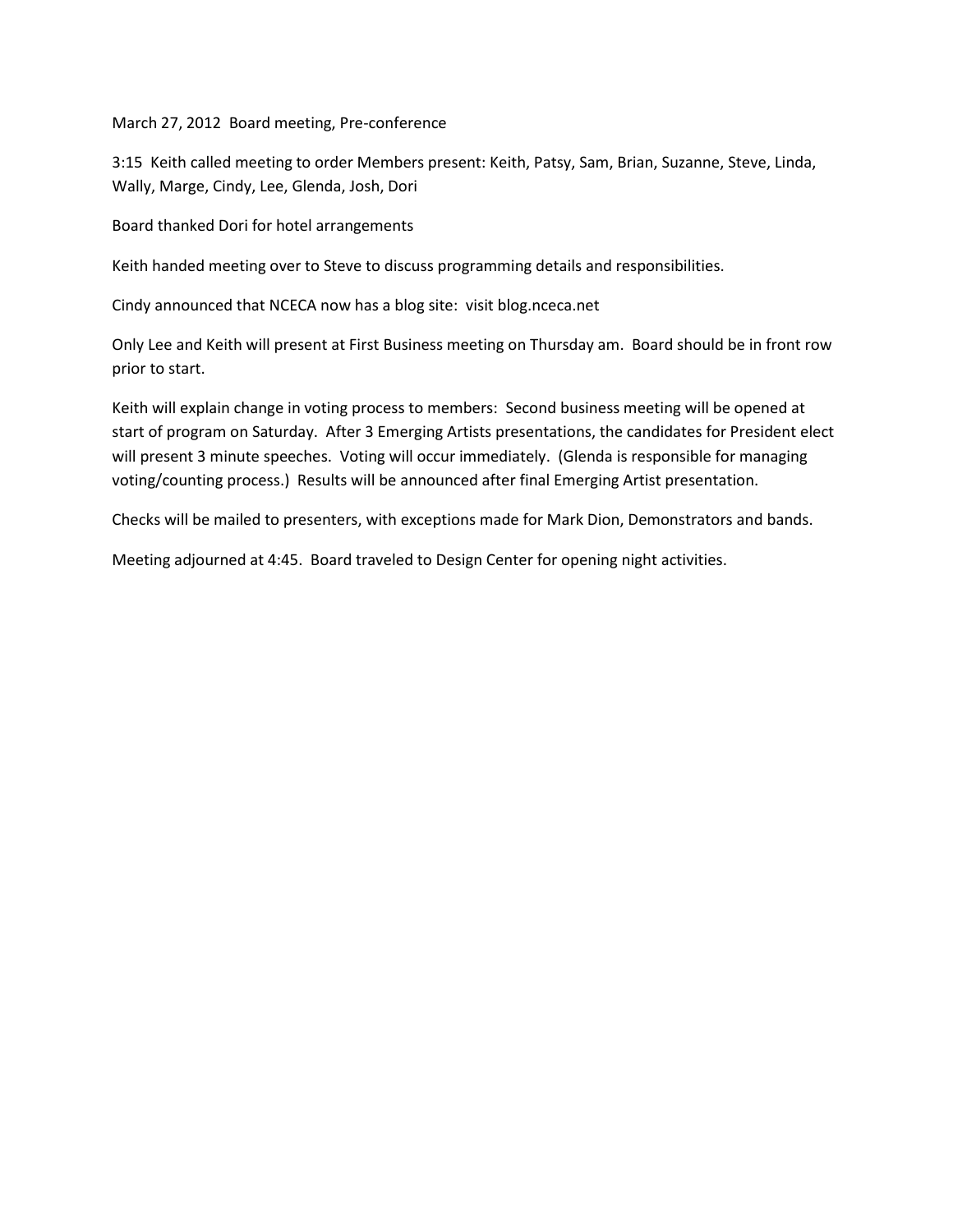March 27, 2012 Board meeting, Pre-conference

3:15 Keith called meeting to order Members present: Keith, Patsy, Sam, Brian, Suzanne, Steve, Linda, Wally, Marge, Cindy, Lee, Glenda, Josh, Dori

Board thanked Dori for hotel arrangements

Keith handed meeting over to Steve to discuss programming details and responsibilities.

Cindy announced that NCECA now has a blog site: visit blog.nceca.net

Only Lee and Keith will present at First Business meeting on Thursday am. Board should be in front row prior to start.

Keith will explain change in voting process to members: Second business meeting will be opened at start of program on Saturday. After 3 Emerging Artists presentations, the candidates for President elect will present 3 minute speeches. Voting will occur immediately. (Glenda is responsible for managing voting/counting process.) Results will be announced after final Emerging Artist presentation.

Checks will be mailed to presenters, with exceptions made for Mark Dion, Demonstrators and bands.

Meeting adjourned at 4:45. Board traveled to Design Center for opening night activities.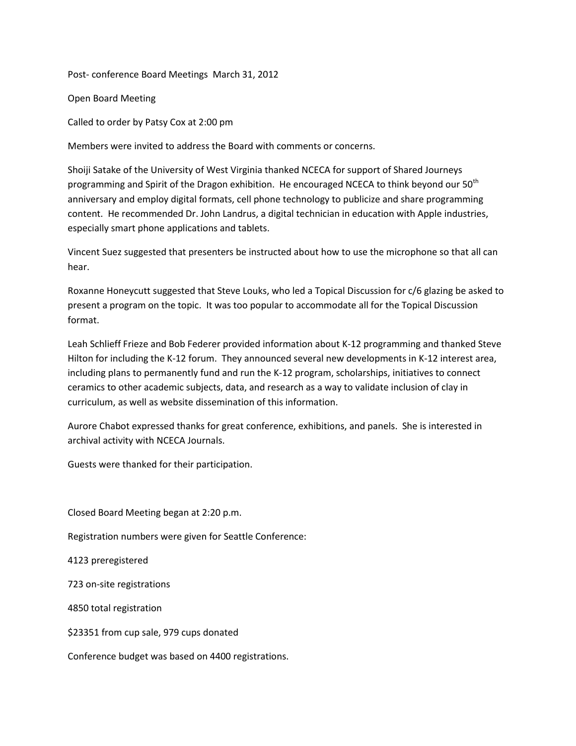Post- conference Board Meetings March 31, 2012

Open Board Meeting

Called to order by Patsy Cox at 2:00 pm

Members were invited to address the Board with comments or concerns.

Shoiji Satake of the University of West Virginia thanked NCECA for support of Shared Journeys programming and Spirit of the Dragon exhibition. He encouraged NCECA to think beyond our 50th anniversary and employ digital formats, cell phone technology to publicize and share programming content. He recommended Dr. John Landrus, a digital technician in education with Apple industries, especially smart phone applications and tablets.

Vincent Suez suggested that presenters be instructed about how to use the microphone so that all can hear.

Roxanne Honeycutt suggested that Steve Louks, who led a Topical Discussion for c/6 glazing be asked to present a program on the topic. It was too popular to accommodate all for the Topical Discussion format.

Leah Schlieff Frieze and Bob Federer provided information about K-12 programming and thanked Steve Hilton for including the K-12 forum. They announced several new developments in K-12 interest area, including plans to permanently fund and run the K-12 program, scholarships, initiatives to connect ceramics to other academic subjects, data, and research as a way to validate inclusion of clay in curriculum, as well as website dissemination of this information.

Aurore Chabot expressed thanks for great conference, exhibitions, and panels. She is interested in archival activity with NCECA Journals.

Guests were thanked for their participation.

Closed Board Meeting began at 2:20 p.m.

Registration numbers were given for Seattle Conference:

4123 preregistered

723 on-site registrations

4850 total registration

$23351 from cup sale, 979 cups donated

Conference budget was based on 4400 registrations.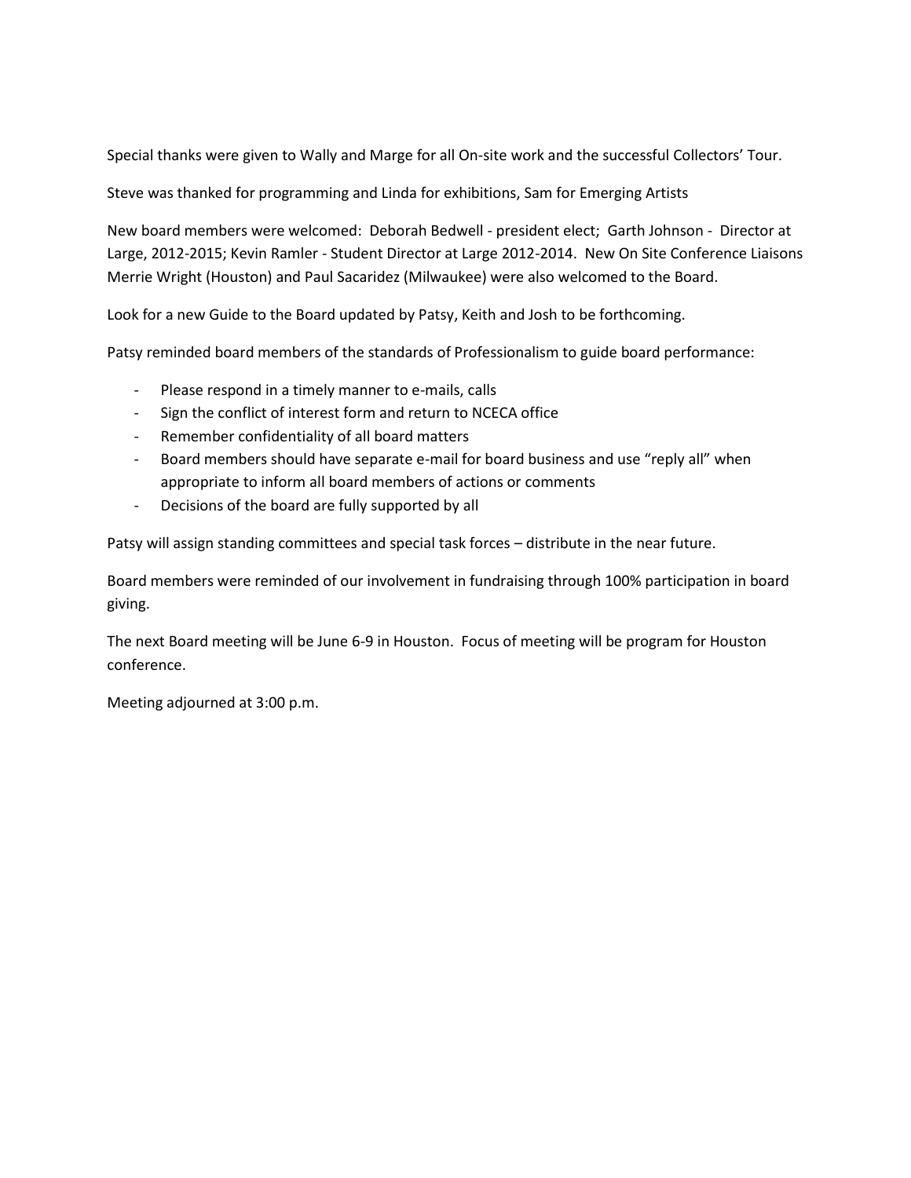Special thanks were given to Wally and Marge for all On-site work and the successful Collectors' Tour.

Steve was thanked for programming and Linda for exhibitions, Sam for Emerging Artists

New board members were welcomed: Deborah Bedwell - president elect; Garth Johnson - Director at Large, 2012-2015; Kevin Ramler - Student Director at Large 2012-2014. New On Site Conference Liaisons Merrie Wright (Houston) and Paul Sacaridez (Milwaukee) were also welcomed to the Board.

Look for a new Guide to the Board updated by Patsy, Keith and Josh to be forthcoming.

Patsy reminded board members of the standards of Professionalism to guide board performance:

- Please respond in a timely manner to e-mails, calls
- Sign the conflict of interest form and return to NCECA office
- Remember confidentiality of all board matters
- Board members should have separate e-mail for board business and use "reply all" when appropriate to inform all board members of actions or comments
- Decisions of the board are fully supported by all

Patsy will assign standing committees and special task forces – distribute in the near future.

Board members were reminded of our involvement in fundraising through 100% participation in board giving.

The next Board meeting will be June 6-9 in Houston. Focus of meeting will be program for Houston conference.

Meeting adjourned at 3:00 p.m.